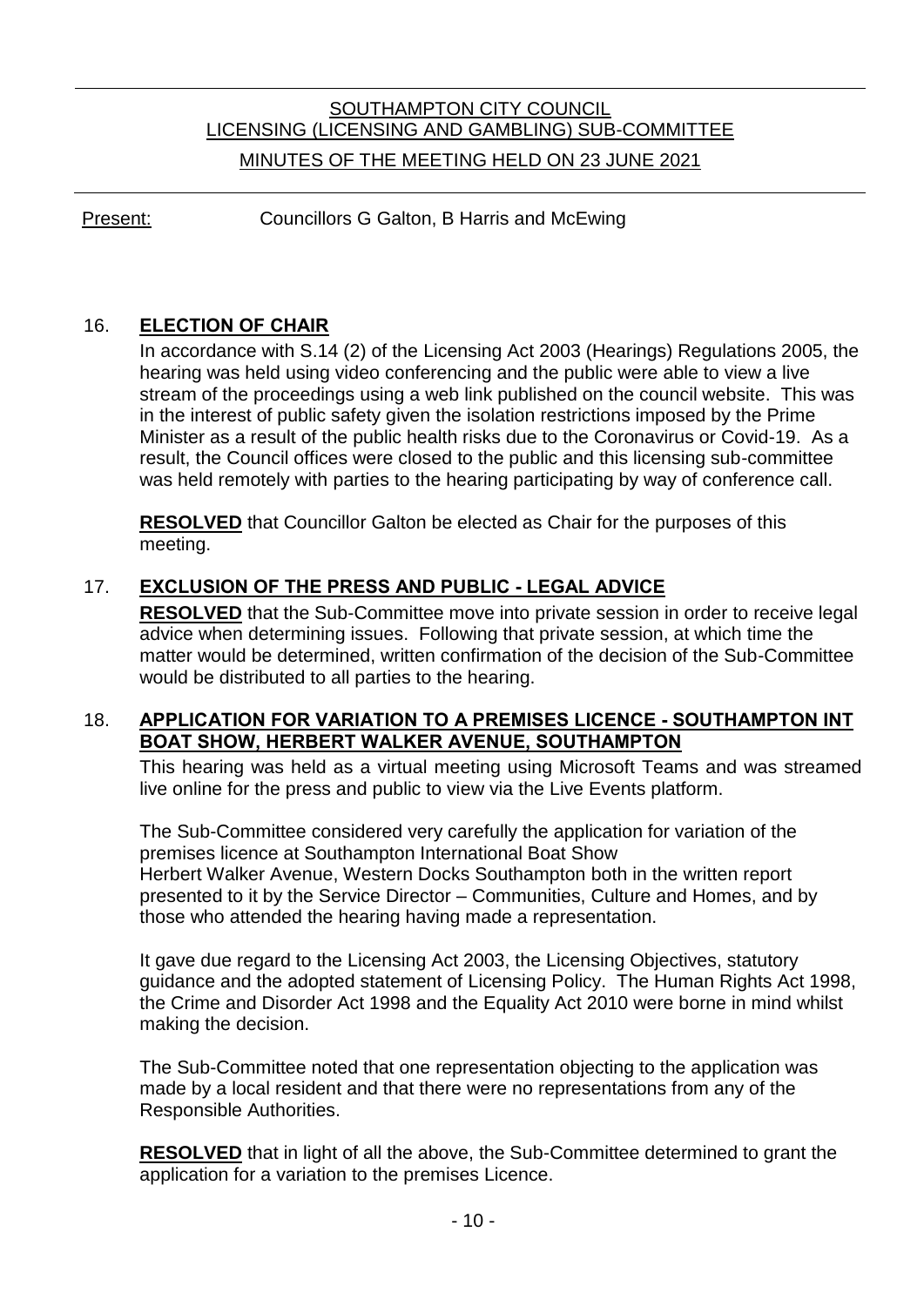# SOUTHAMPTON CITY COUNCIL
## LICENSING (LICENSING AND GAMBLING) SUB-COMMITTEE
## MINUTES OF THE MEETING HELD ON 23 JUNE 2021

Present: Councillors G Galton, B Harris and McEwing

### 16. ELECTION OF CHAIR

In accordance with S.14 (2) of the Licensing Act 2003 (Hearings) Regulations 2005, the hearing was held using video conferencing and the public were able to view a live stream of the proceedings using a web link published on the council website. This was in the interest of public safety given the isolation restrictions imposed by the Prime Minister as a result of the public health risks due to the Coronavirus or Covid-19. As a result, the Council offices were closed to the public and this licensing sub-committee was held remotely with parties to the hearing participating by way of conference call.

**RESOLVED** that Councillor Galton be elected as Chair for the purposes of this meeting.

### 17. EXCLUSION OF THE PRESS AND PUBLIC - LEGAL ADVICE

**RESOLVED** that the Sub-Committee move into private session in order to receive legal advice when determining issues. Following that private session, at which time the matter would be determined, written confirmation of the decision of the Sub-Committee would be distributed to all parties to the hearing.

### 18. APPLICATION FOR VARIATION TO A PREMISES LICENCE - SOUTHAMPTON INT BOAT SHOW, HERBERT WALKER AVENUE, SOUTHAMPTON

This hearing was held as a virtual meeting using Microsoft Teams and was streamed live online for the press and public to view via the Live Events platform.

The Sub-Committee considered very carefully the application for variation of the premises licence at Southampton International Boat Show Herbert Walker Avenue, Western Docks Southampton both in the written report presented to it by the Service Director – Communities, Culture and Homes, and by those who attended the hearing having made a representation.

It gave due regard to the Licensing Act 2003, the Licensing Objectives, statutory guidance and the adopted statement of Licensing Policy. The Human Rights Act 1998, the Crime and Disorder Act 1998 and the Equality Act 2010 were borne in mind whilst making the decision.

The Sub-Committee noted that one representation objecting to the application was made by a local resident and that there were no representations from any of the Responsible Authorities.

**RESOLVED** that in light of all the above, the Sub-Committee determined to grant the application for a variation to the premises Licence.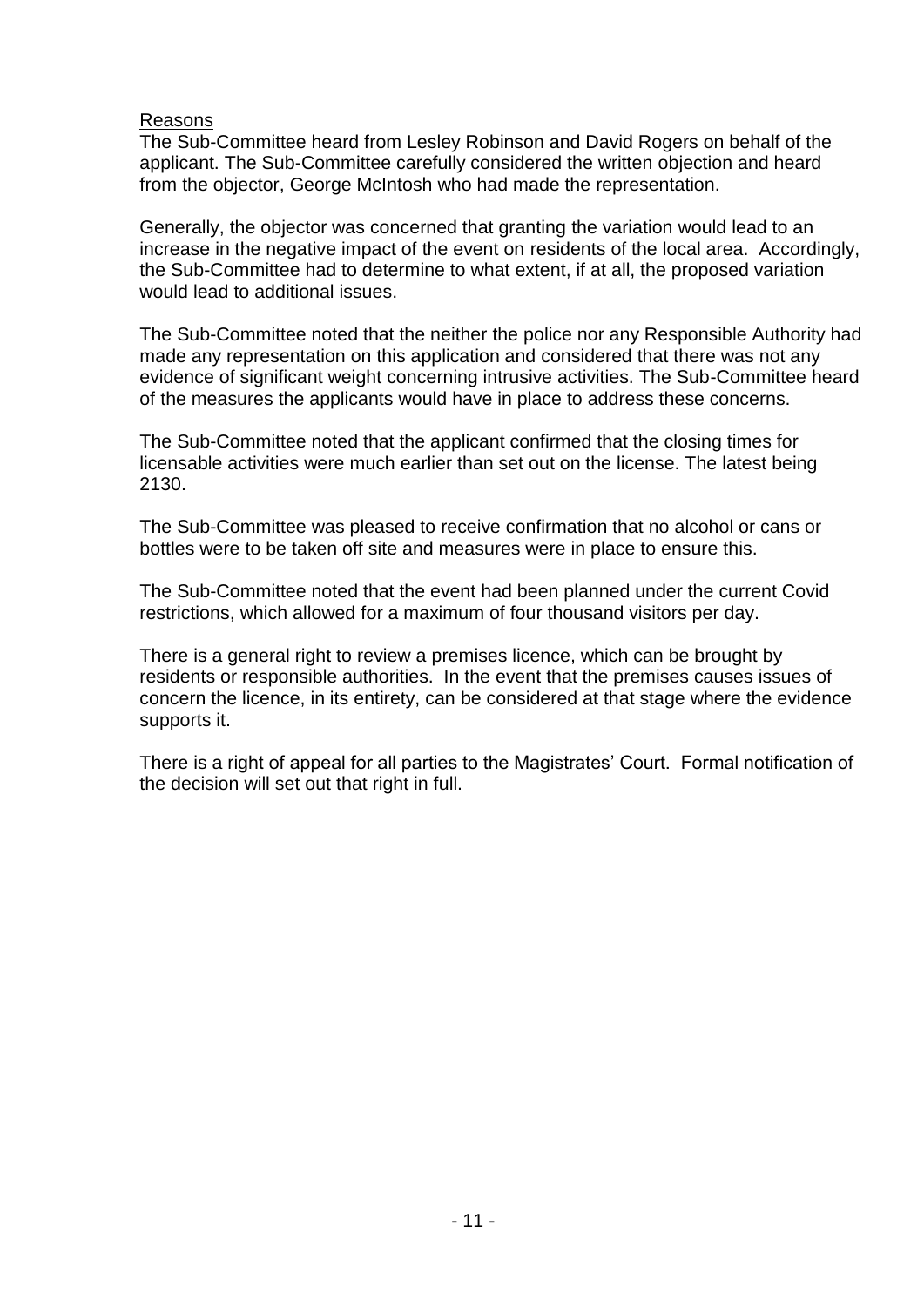## Reasons

The Sub-Committee heard from Lesley Robinson and David Rogers on behalf of the applicant. The Sub-Committee carefully considered the written objection and heard from the objector, George McIntosh who had made the representation.

Generally, the objector was concerned that granting the variation would lead to an increase in the negative impact of the event on residents of the local area. Accordingly, the Sub-Committee had to determine to what extent, if at all, the proposed variation would lead to additional issues.

The Sub-Committee noted that the neither the police nor any Responsible Authority had made any representation on this application and considered that there was not any evidence of significant weight concerning intrusive activities. The Sub-Committee heard of the measures the applicants would have in place to address these concerns.

The Sub-Committee noted that the applicant confirmed that the closing times for licensable activities were much earlier than set out on the license. The latest being 2130.

The Sub-Committee was pleased to receive confirmation that no alcohol or cans or bottles were to be taken off site and measures were in place to ensure this.

The Sub-Committee noted that the event had been planned under the current Covid restrictions, which allowed for a maximum of four thousand visitors per day.

There is a general right to review a premises licence, which can be brought by residents or responsible authorities. In the event that the premises causes issues of concern the licence, in its entirety, can be considered at that stage where the evidence supports it.

There is a right of appeal for all parties to the Magistrates' Court. Formal notification of the decision will set out that right in full.